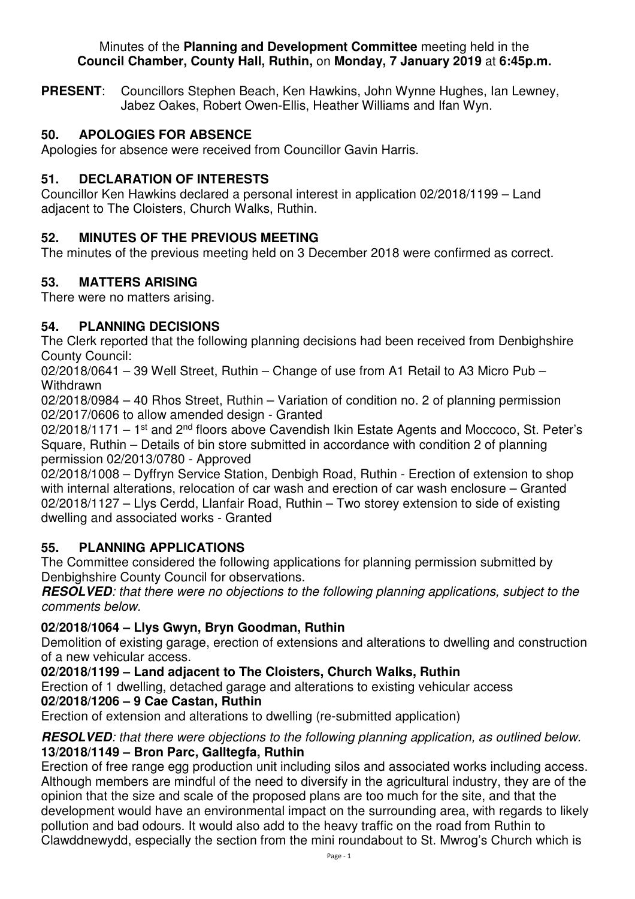Minutes of the **Planning and Development Committee** meeting held in the **Council Chamber, County Hall, Ruthin,** on **Monday, 7 January 2019** at **6:45p.m.**

**PRESENT**: Councillors Stephen Beach, Ken Hawkins, John Wynne Hughes, Ian Lewney, Jabez Oakes, Robert Owen-Ellis, Heather Williams and Ifan Wyn.

## 50. APOLOGIES FOR ABSENCE

Apologies for absence were received from Councillor Gavin Harris.

## 51. DECLARATION OF INTERESTS

Councillor Ken Hawkins declared a personal interest in application 02/2018/1199 – Land adjacent to The Cloisters, Church Walks, Ruthin.

## 52. MINUTES OF THE PREVIOUS MEETING

The minutes of the previous meeting held on 3 December 2018 were confirmed as correct.

## 53. MATTERS ARISING

There were no matters arising.

## 54. PLANNING DECISIONS

The Clerk reported that the following planning decisions had been received from Denbighshire County Council:

02/2018/0641 – 39 Well Street, Ruthin – Change of use from A1 Retail to A3 Micro Pub – Withdrawn

02/2018/0984 – 40 Rhos Street, Ruthin – Variation of condition no. 2 of planning permission 02/2017/0606 to allow amended design - Granted

02/2018/1171 – 1st and 2nd floors above Cavendish Ikin Estate Agents and Moccoco, St. Peter's Square, Ruthin – Details of bin store submitted in accordance with condition 2 of planning permission 02/2013/0780 - Approved

02/2018/1008 – Dyffryn Service Station, Denbigh Road, Ruthin - Erection of extension to shop with internal alterations, relocation of car wash and erection of car wash enclosure – Granted

02/2018/1127 – Llys Cerdd, Llanfair Road, Ruthin – Two storey extension to side of existing dwelling and associated works - Granted

## 55. PLANNING APPLICATIONS

The Committee considered the following applications for planning permission submitted by Denbighshire County Council for observations.

***RESOLVED**: that there were no objections to the following planning applications, subject to the comments below.*

**02/2018/1064 – Llys Gwyn, Bryn Goodman, Ruthin**

Demolition of existing garage, erection of extensions and alterations to dwelling and construction of a new vehicular access.

**02/2018/1199 – Land adjacent to The Cloisters, Church Walks, Ruthin**

Erection of 1 dwelling, detached garage and alterations to existing vehicular access

**02/2018/1206 – 9 Cae Castan, Ruthin**

Erection of extension and alterations to dwelling (re-submitted application)

***RESOLVED**: that there were objections to the following planning application, as outlined below.*

**13/2018/1149 – Bron Parc, Galltegfa, Ruthin**

Erection of free range egg production unit including silos and associated works including access. Although members are mindful of the need to diversify in the agricultural industry, they are of the opinion that the size and scale of the proposed plans are too much for the site, and that the development would have an environmental impact on the surrounding area, with regards to likely pollution and bad odours. It would also add to the heavy traffic on the road from Ruthin to Clawddnewydd, especially the section from the mini roundabout to St. Mwrog's Church which is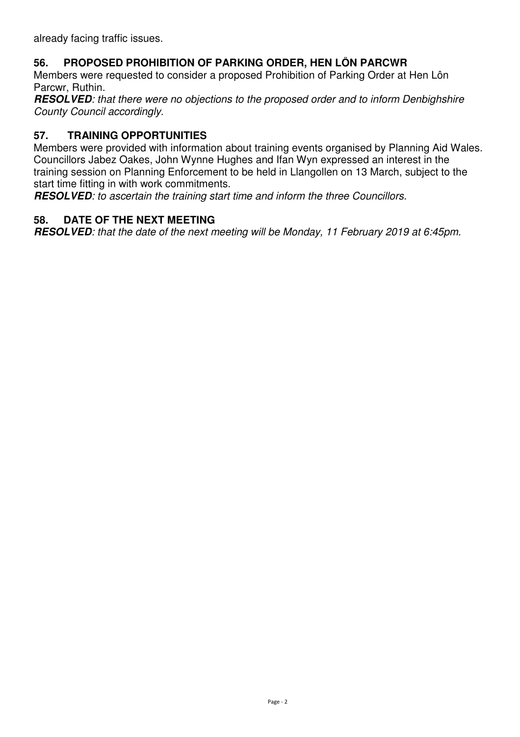already facing traffic issues.

### 56. PROPOSED PROHIBITION OF PARKING ORDER, HEN LÔN PARCWR

Members were requested to consider a proposed Prohibition of Parking Order at Hen Lôn Parcwr, Ruthin.

***RESOLVED****: that there were no objections to the proposed order and to inform Denbighshire County Council accordingly.*

### 57. TRAINING OPPORTUNITIES

Members were provided with information about training events organised by Planning Aid Wales. Councillors Jabez Oakes, John Wynne Hughes and Ifan Wyn expressed an interest in the training session on Planning Enforcement to be held in Llangollen on 13 March, subject to the start time fitting in with work commitments.

***RESOLVED****: to ascertain the training start time and inform the three Councillors.*

### 58. DATE OF THE NEXT MEETING

***RESOLVED****: that the date of the next meeting will be Monday, 11 February 2019 at 6:45pm.*